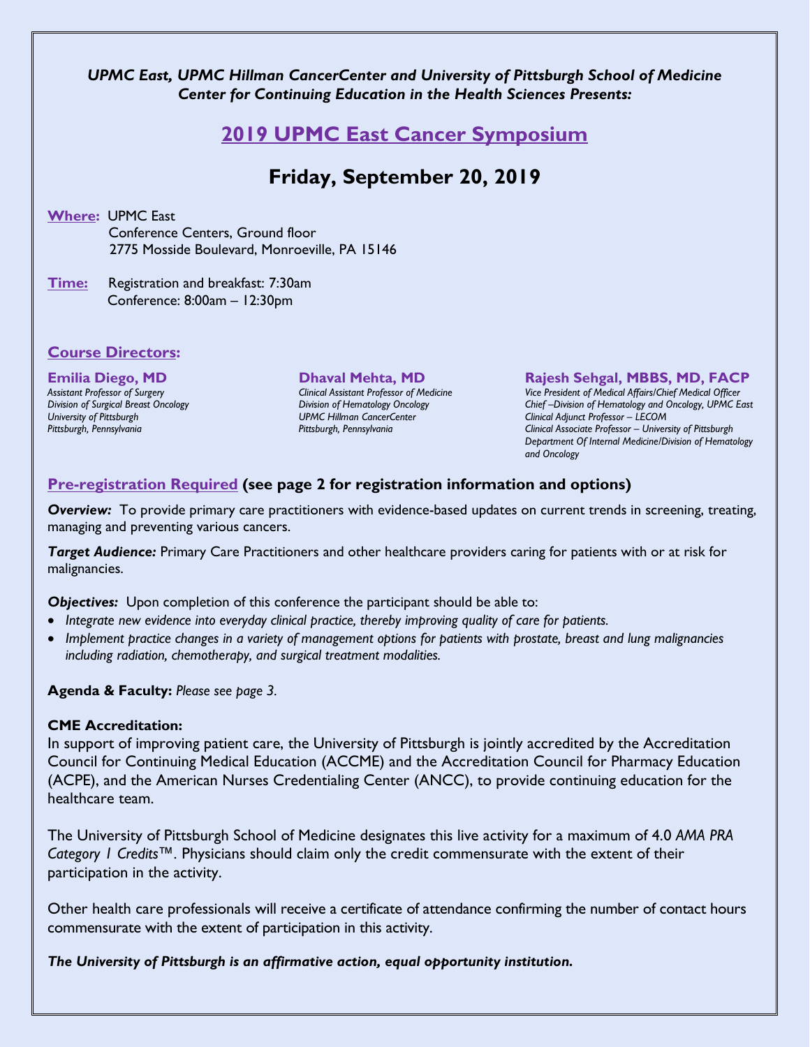*UPMC East, UPMC Hillman CancerCenter and University of Pittsburgh School of Medicine Center for Continuing Education in the Health Sciences Presents:*

# 2019 UPMC East Cancer Symposium

## Friday, September 20, 2019

**Where:** UPMC East
Conference Centers, Ground floor
2775 Mosside Boulevard, Monroeville, PA 15146

**Time:** Registration and breakfast: 7:30am
Conference: 8:00am – 12:30pm

### Course Directors:

**Emilia Diego, MD**
*Assistant Professor of Surgery*
*Division of Surgical Breast Oncology*
*University of Pittsburgh*
*Pittsburgh, Pennsylvania*

**Dhaval Mehta, MD**
*Clinical Assistant Professor of Medicine*
*Division of Hematology Oncology*
*UPMC Hillman CancerCenter*
*Pittsburgh, Pennsylvania*

**Rajesh Sehgal, MBBS, MD, FACP**
*Vice President of Medical Affairs/Chief Medical Officer*
*Chief –Division of Hematology and Oncology, UPMC East*
*Clinical Adjunct Professor – LECOM*
*Clinical Associate Professor – University of Pittsburgh*
*Department Of Internal Medicine/Division of Hematology and Oncology*

**Pre-registration Required (see page 2 for registration information and options)**

***Overview:*** To provide primary care practitioners with evidence-based updates on current trends in screening, treating, managing and preventing various cancers.

***Target Audience:*** Primary Care Practitioners and other healthcare providers caring for patients with or at risk for malignancies.

***Objectives:*** Upon completion of this conference the participant should be able to:

- *Integrate new evidence into everyday clinical practice, thereby improving quality of care for patients.*
- *Implement practice changes in a variety of management options for patients with prostate, breast and lung malignancies including radiation, chemotherapy, and surgical treatment modalities.*

**Agenda & Faculty:** *Please see page 3.*

**CME Accreditation:**

In support of improving patient care, the University of Pittsburgh is jointly accredited by the Accreditation Council for Continuing Medical Education (ACCME) and the Accreditation Council for Pharmacy Education (ACPE), and the American Nurses Credentialing Center (ANCC), to provide continuing education for the healthcare team.

The University of Pittsburgh School of Medicine designates this live activity for a maximum of 4.0 *AMA PRA Category 1 Credits*™. Physicians should claim only the credit commensurate with the extent of their participation in the activity.

Other health care professionals will receive a certificate of attendance confirming the number of contact hours commensurate with the extent of participation in this activity.

***The University of Pittsburgh is an affirmative action, equal opportunity institution.***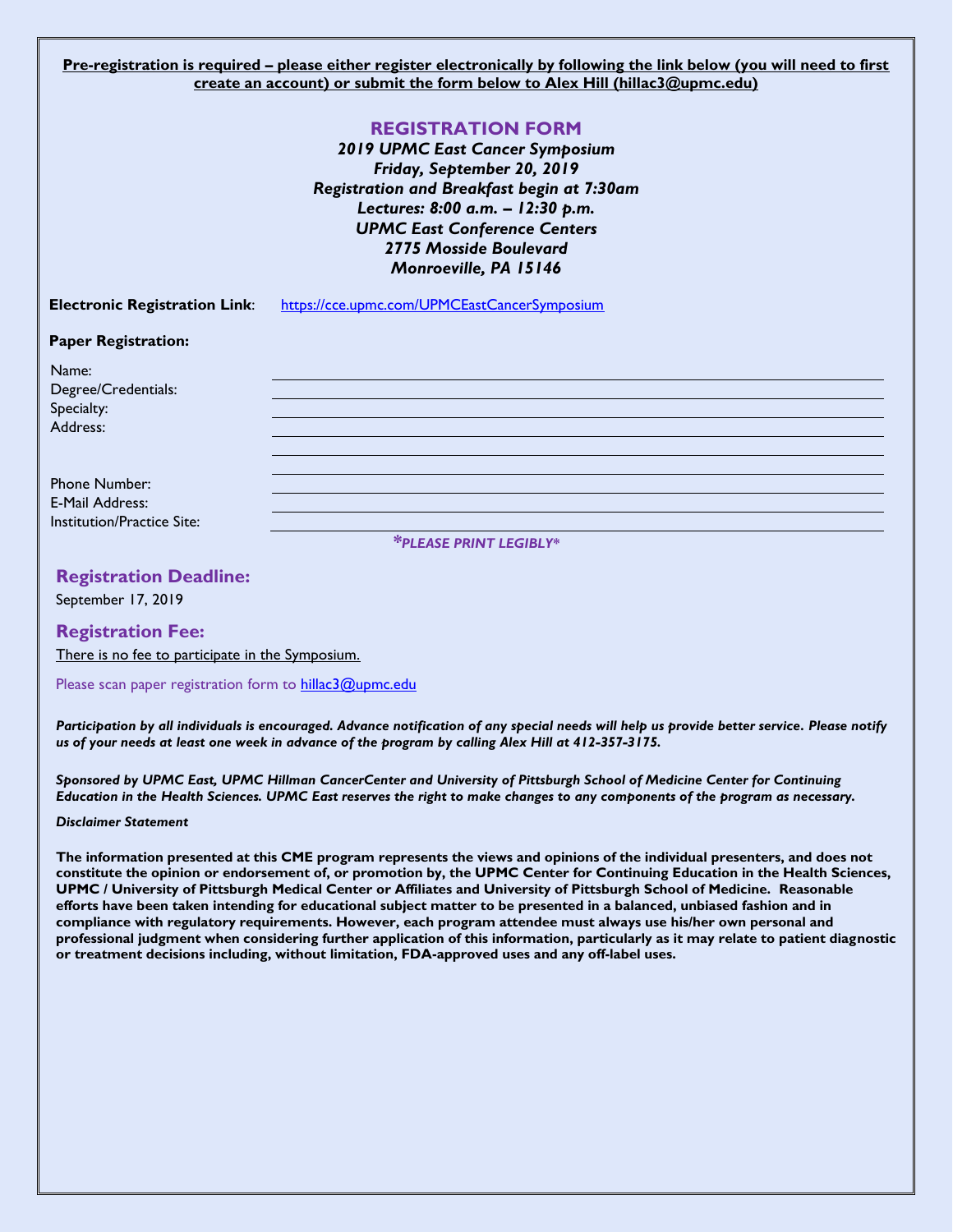**Pre-registration is required – please either register electronically by following the link below (you will need to first create an account) or submit the form below to Alex Hill (hillac3@upmc.edu)**

## REGISTRATION FORM

***2019 UPMC East Cancer Symposium***
***Friday, September 20, 2019***
***Registration and Breakfast begin at 7:30am***
***Lectures: 8:00 a.m. – 12:30 p.m.***
***UPMC East Conference Centers***
***2775 Mosside Boulevard***
***Monroeville, PA 15146***

**Electronic Registration Link**: https://cce.upmc.com/UPMCEastCancerSymposium

**Paper Registration:**

Name: ______________________________

Degree/Credentials: ______________________________

Specialty: ______________________________

Address: ______________________________

______________________________

______________________________

Phone Number: ______________________________

E-Mail Address: ______________________________

Institution/Practice Site: ______________________________

****PLEASE PRINT LEGIBLY****

### Registration Deadline:

September 17, 2019

### Registration Fee:

There is no fee to participate in the Symposium.

Please scan paper registration form to hillac3@upmc.edu

***Participation by all individuals is encouraged. Advance notification of any special needs will help us provide better service. Please notify us of your needs at least one week in advance of the program by calling Alex Hill at 412-357-3175.***

***Sponsored by UPMC East, UPMC Hillman CancerCenter and University of Pittsburgh School of Medicine Center for Continuing Education in the Health Sciences. UPMC East reserves the right to make changes to any components of the program as necessary.***

***Disclaimer Statement***

**The information presented at this CME program represents the views and opinions of the individual presenters, and does not constitute the opinion or endorsement of, or promotion by, the UPMC Center for Continuing Education in the Health Sciences, UPMC / University of Pittsburgh Medical Center or Affiliates and University of Pittsburgh School of Medicine. Reasonable efforts have been taken intending for educational subject matter to be presented in a balanced, unbiased fashion and in compliance with regulatory requirements. However, each program attendee must always use his/her own personal and professional judgment when considering further application of this information, particularly as it may relate to patient diagnostic or treatment decisions including, without limitation, FDA-approved uses and any off-label uses.**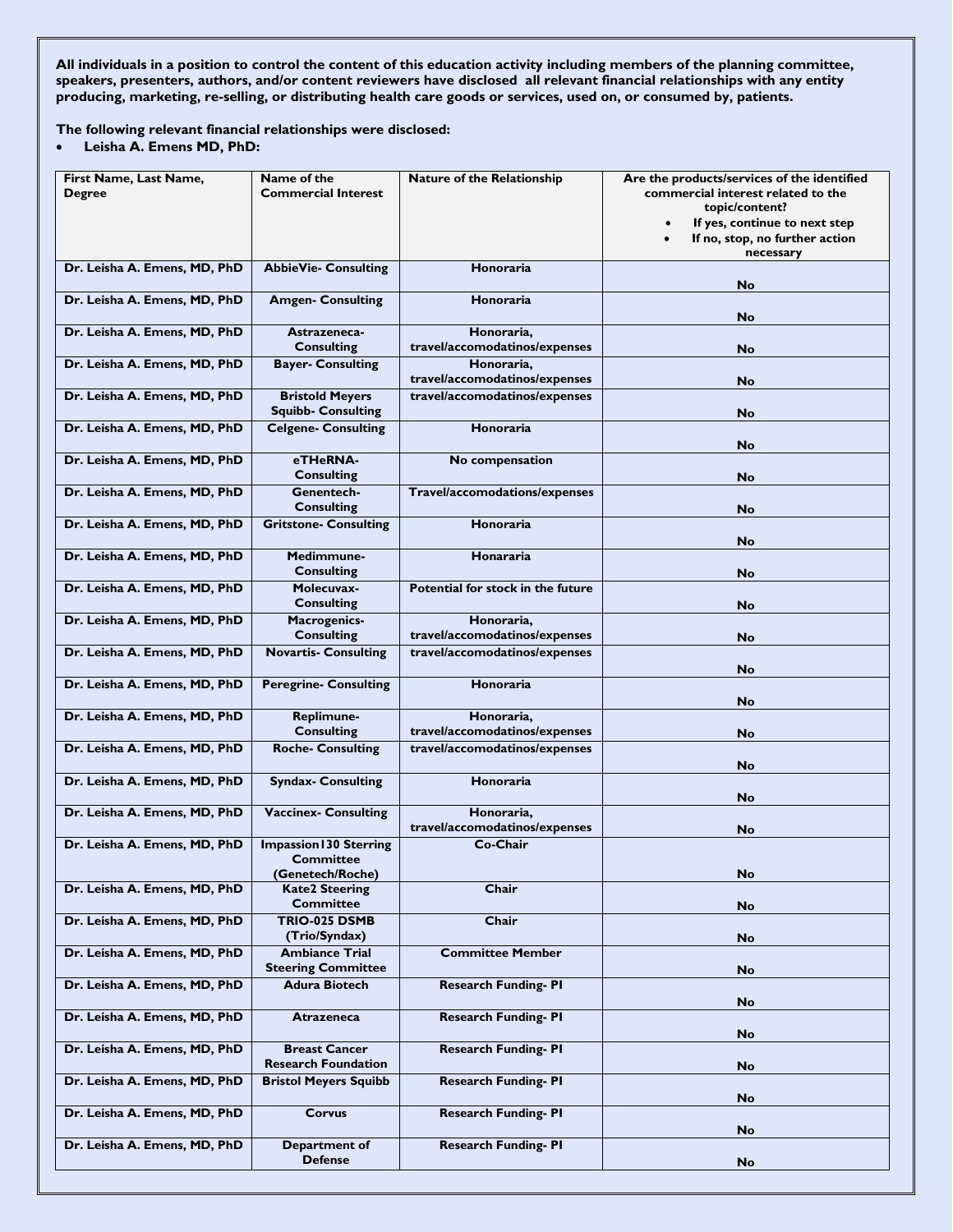**All individuals in a position to control the content of this education activity including members of the planning committee, speakers, presenters, authors, and/or content reviewers have disclosed all relevant financial relationships with any entity producing, marketing, re-selling, or distributing health care goods or services, used on, or consumed by, patients.**

**The following relevant financial relationships were disclosed:**

- **Leisha A. Emens MD, PhD:**

| First Name, Last Name, Degree | Name of the Commercial Interest | Nature of the Relationship | Are the products/services of the identified commercial interest related to the topic/content? • If yes, continue to next step • If no, stop, no further action necessary |
|---|---|---|---|
| Dr. Leisha A. Emens, MD, PhD | AbbieVie- Consulting | Honoraria | No |
| Dr. Leisha A. Emens, MD, PhD | Amgen- Consulting | Honoraria | No |
| Dr. Leisha A. Emens, MD, PhD | Astrazeneca- Consulting | Honoraria, travel/accomodatinos/expenses | No |
| Dr. Leisha A. Emens, MD, PhD | Bayer- Consulting | Honoraria, travel/accomodatinos/expenses | No |
| Dr. Leisha A. Emens, MD, PhD | Bristold Meyers Squibb- Consulting | travel/accomodatinos/expenses | No |
| Dr. Leisha A. Emens, MD, PhD | Celgene- Consulting | Honoraria | No |
| Dr. Leisha A. Emens, MD, PhD | eTHeRNA- Consulting | No compensation | No |
| Dr. Leisha A. Emens, MD, PhD | Genentech- Consulting | Travel/accomodations/expenses | No |
| Dr. Leisha A. Emens, MD, PhD | Gritstone- Consulting | Honoraria | No |
| Dr. Leisha A. Emens, MD, PhD | Medimmune- Consulting | Honararia | No |
| Dr. Leisha A. Emens, MD, PhD | Molecuvax- Consulting | Potential for stock in the future | No |
| Dr. Leisha A. Emens, MD, PhD | Macrogenics- Consulting | Honoraria, travel/accomodatinos/expenses | No |
| Dr. Leisha A. Emens, MD, PhD | Novartis- Consulting | travel/accomodatinos/expenses | No |
| Dr. Leisha A. Emens, MD, PhD | Peregrine- Consulting | Honoraria | No |
| Dr. Leisha A. Emens, MD, PhD | Replimune- Consulting | Honoraria, travel/accomodatinos/expenses | No |
| Dr. Leisha A. Emens, MD, PhD | Roche- Consulting | travel/accomodatinos/expenses | No |
| Dr. Leisha A. Emens, MD, PhD | Syndax- Consulting | Honoraria | No |
| Dr. Leisha A. Emens, MD, PhD | Vaccinex- Consulting | Honoraria, travel/accomodatinos/expenses | No |
| Dr. Leisha A. Emens, MD, PhD | Impassion130 Sterring Committee (Genetech/Roche) | Co-Chair | No |
| Dr. Leisha A. Emens, MD, PhD | Kate2 Steering Committee | Chair | No |
| Dr. Leisha A. Emens, MD, PhD | TRIO-025 DSMB (Trio/Syndax) | Chair | No |
| Dr. Leisha A. Emens, MD, PhD | Ambiance Trial Steering Committee | Committee Member | No |
| Dr. Leisha A. Emens, MD, PhD | Adura Biotech | Research Funding- PI | No |
| Dr. Leisha A. Emens, MD, PhD | Atrazeneca | Research Funding- PI | No |
| Dr. Leisha A. Emens, MD, PhD | Breast Cancer Research Foundation | Research Funding- PI | No |
| Dr. Leisha A. Emens, MD, PhD | Bristol Meyers Squibb | Research Funding- PI | No |
| Dr. Leisha A. Emens, MD, PhD | Corvus | Research Funding- PI | No |
| Dr. Leisha A. Emens, MD, PhD | Department of Defense | Research Funding- PI | No |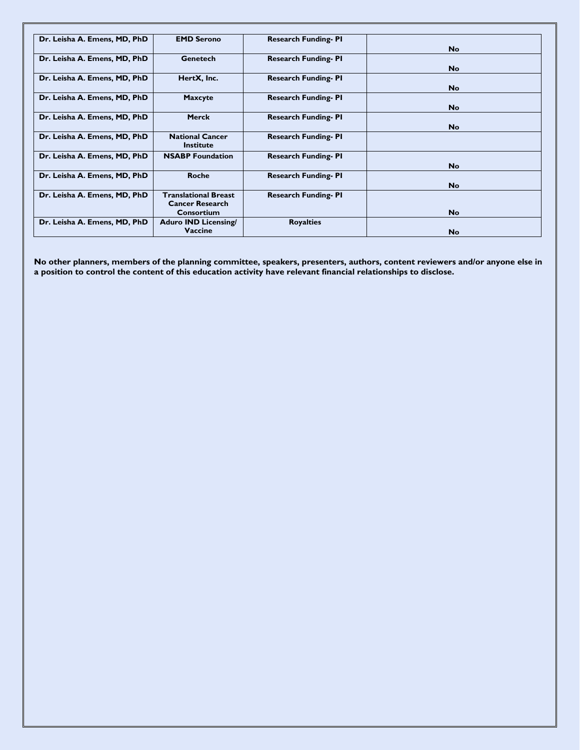| Dr. Leisha A. Emens, MD, PhD | EMD Serono | Research Funding- PI | No |
|---|---|---|---|
| Dr. Leisha A. Emens, MD, PhD | Genetech | Research Funding- PI | No |
| Dr. Leisha A. Emens, MD, PhD | HertX, Inc. | Research Funding- PI | No |
| Dr. Leisha A. Emens, MD, PhD | Maxcyte | Research Funding- PI | No |
| Dr. Leisha A. Emens, MD, PhD | Merck | Research Funding- PI | No |
| Dr. Leisha A. Emens, MD, PhD | National Cancer Institute | Research Funding- PI | |
| Dr. Leisha A. Emens, MD, PhD | NSABP Foundation | Research Funding- PI | No |
| Dr. Leisha A. Emens, MD, PhD | Roche | Research Funding- PI | No |
| Dr. Leisha A. Emens, MD, PhD | Translational Breast Cancer Research Consortium | Research Funding- PI | No |
| Dr. Leisha A. Emens, MD, PhD | Aduro IND Licensing/ Vaccine | Royalties | No |

**No other planners, members of the planning committee, speakers, presenters, authors, content reviewers and/or anyone else in a position to control the content of this education activity have relevant financial relationships to disclose.**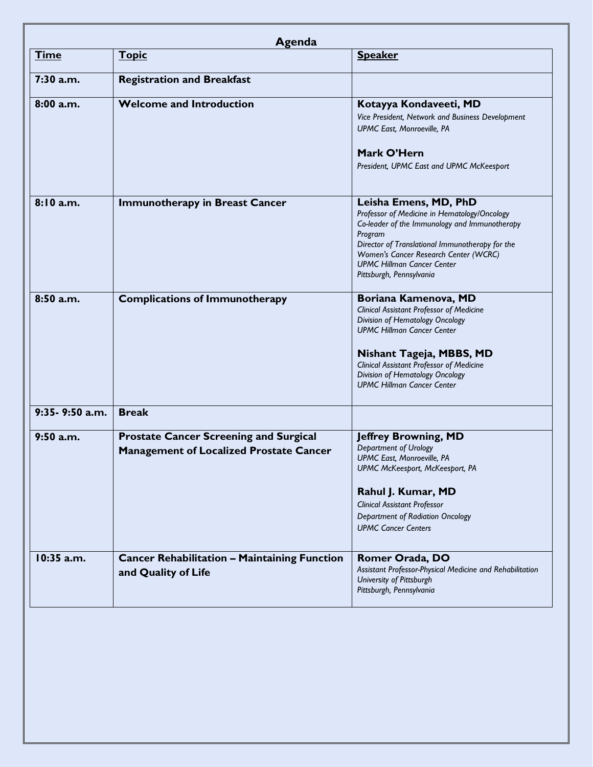## Agenda

| Time | Topic | Speaker |
|---|---|---|
| **7:30 a.m.** | **Registration and Breakfast** | |
| **8:00 a.m.** | **Welcome and Introduction** | **Kotayya Kondaveeti, MD**<br>*Vice President, Network and Business Development*<br>*UPMC East, Monroeville, PA*<br><br>**Mark O'Hern**<br>*President, UPMC East and UPMC McKeesport* |
| **8:10 a.m.** | **Immunotherapy in Breast Cancer** | **Leisha Emens, MD, PhD**<br>*Professor of Medicine in Hematology/Oncology*<br>*Co-leader of the Immunology and Immunotherapy Program*<br>*Director of Translational Immunotherapy for the Women's Cancer Research Center (WCRC)*<br>*UPMC Hillman Cancer Center*<br>*Pittsburgh, Pennsylvania* |
| **8:50 a.m.** | **Complications of Immunotherapy** | **Boriana Kamenova, MD**<br>*Clinical Assistant Professor of Medicine*<br>*Division of Hematology Oncology*<br>*UPMC Hillman Cancer Center*<br><br>**Nishant Tageja, MBBS, MD**<br>*Clinical Assistant Professor of Medicine*<br>*Division of Hematology Oncology*<br>*UPMC Hillman Cancer Center* |
| **9:35- 9:50 a.m.** | **Break** | |
| **9:50 a.m.** | **Prostate Cancer Screening and Surgical Management of Localized Prostate Cancer** | **Jeffrey Browning, MD**<br>*Department of Urology*<br>*UPMC East, Monroeville, PA*<br>*UPMC McKeesport, McKeesport, PA*<br><br>**Rahul J. Kumar, MD**<br>*Clinical Assistant Professor*<br>*Department of Radiation Oncology*<br>*UPMC Cancer Centers* |
| **10:35 a.m.** | **Cancer Rehabilitation – Maintaining Function and Quality of Life** | **Romer Orada, DO**<br>*Assistant Professor-Physical Medicine and Rehabilitation*<br>*University of Pittsburgh*<br>*Pittsburgh, Pennsylvania* |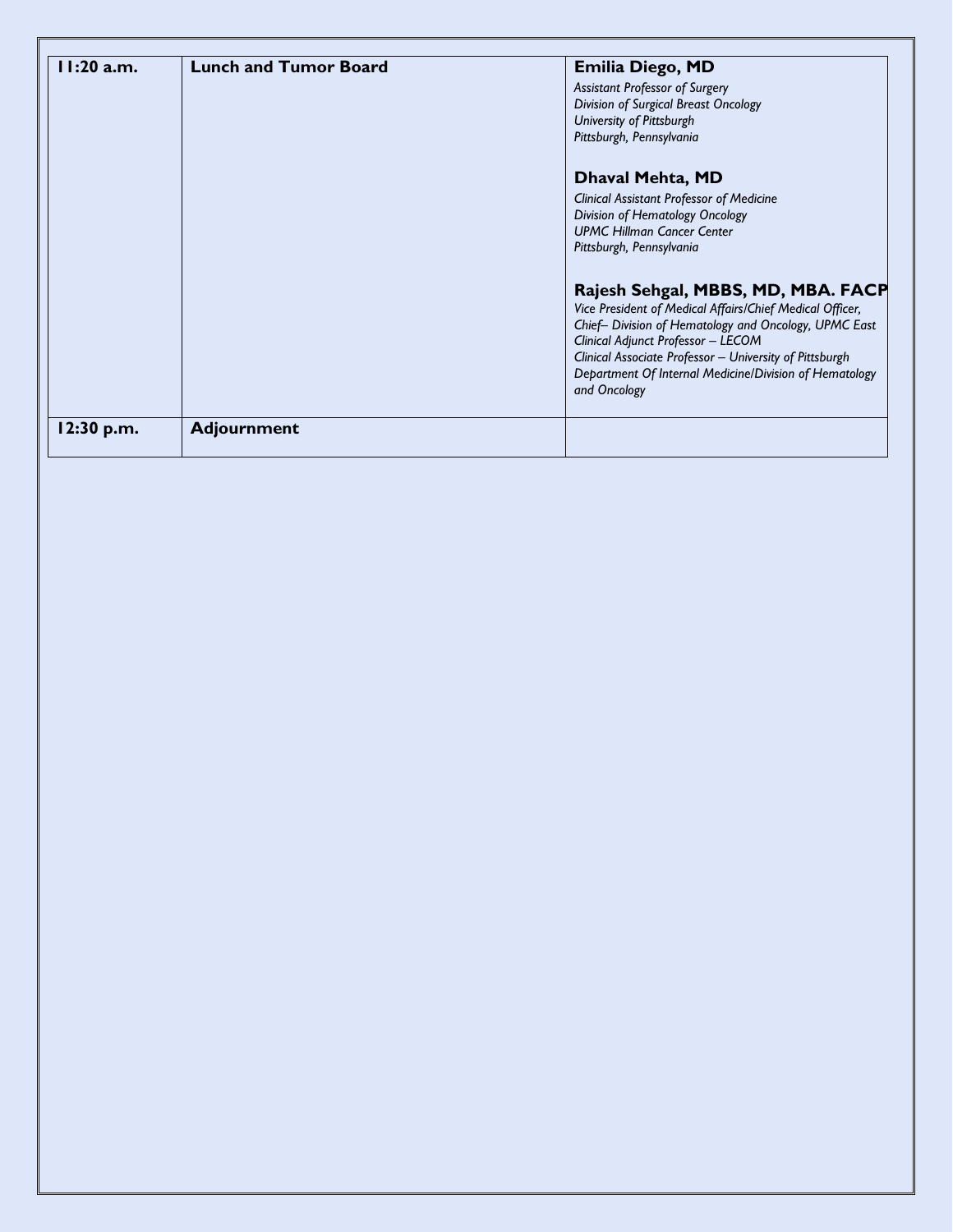| | | |
|---|---|---|
| **11:20 a.m.** | **Lunch and Tumor Board** | **Emilia Diego, MD**<br>*Assistant Professor of Surgery*<br>*Division of Surgical Breast Oncology*<br>*University of Pittsburgh*<br>*Pittsburgh, Pennsylvania*<br><br>**Dhaval Mehta, MD**<br>*Clinical Assistant Professor of Medicine*<br>*Division of Hematology Oncology*<br>*UPMC Hillman Cancer Center*<br>*Pittsburgh, Pennsylvania*<br><br>**Rajesh Sehgal, MBBS, MD, MBA. FACP**<br>*Vice President of Medical Affairs/Chief Medical Officer,*<br>*Chief– Division of Hematology and Oncology, UPMC East*<br>*Clinical Adjunct Professor – LECOM*<br>*Clinical Associate Professor – University of Pittsburgh*<br>*Department Of Internal Medicine/Division of Hematology and Oncology* |
| **12:30 p.m.** | **Adjournment** | |